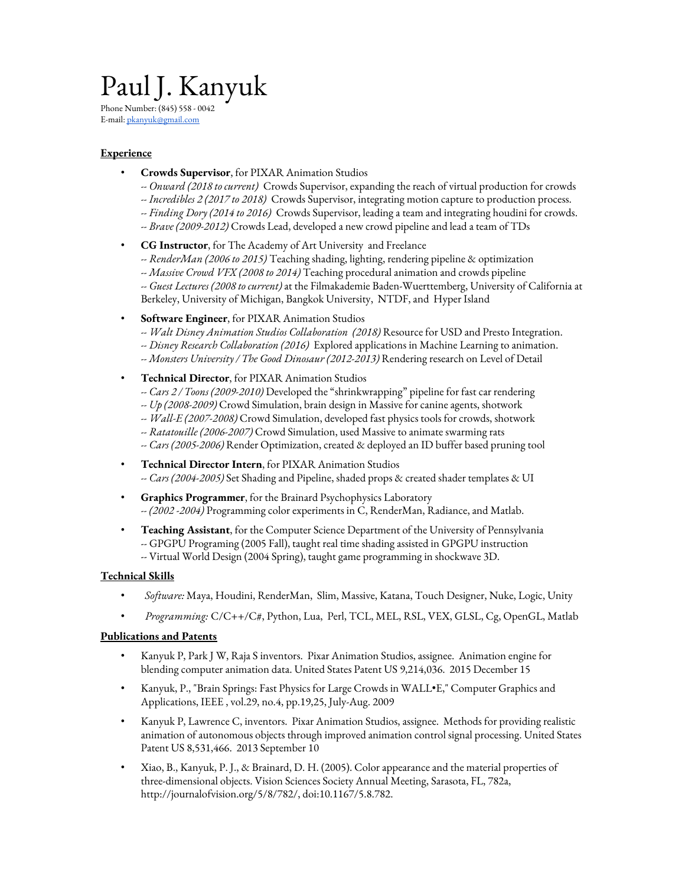# Paul J. Kanyuk

Phone Number: (845) 558 - 0042
E-mail: pkanyuk@gmail.com

## Experience

- **Crowds Supervisor**, for PIXAR Animation Studios
  -- *Onward (2018 to current)* Crowds Supervisor, expanding the reach of virtual production for crowds
  -- *Incredibles 2 (2017 to 2018)* Crowds Supervisor, integrating motion capture to production process.
  -- *Finding Dory (2014 to 2016)* Crowds Supervisor, leading a team and integrating houdini for crowds.
  -- *Brave (2009-2012)* Crowds Lead, developed a new crowd pipeline and lead a team of TDs

- **CG Instructor**, for The Academy of Art University and Freelance
  -- *RenderMan (2006 to 2015)* Teaching shading, lighting, rendering pipeline & optimization
  -- *Massive Crowd VFX (2008 to 2014)* Teaching procedural animation and crowds pipeline
  -- *Guest Lectures (2008 to current)* at the Filmakademie Baden-Wuerttemberg, University of California at Berkeley, University of Michigan, Bangkok University, NTDF, and Hyper Island

- **Software Engineer**, for PIXAR Animation Studios
  -- *Walt Disney Animation Studios Collaboration (2018)* Resource for USD and Presto Integration.
  -- *Disney Research Collaboration (2016)* Explored applications in Machine Learning to animation.
  -- *Monsters University / The Good Dinosaur (2012-2013)* Rendering research on Level of Detail

- **Technical Director**, for PIXAR Animation Studios
  -- *Cars 2 / Toons (2009-2010)* Developed the "shrinkwrapping" pipeline for fast car rendering
  -- *Up (2008-2009)* Crowd Simulation, brain design in Massive for canine agents, shotwork
  -- *Wall-E (2007-2008)* Crowd Simulation, developed fast physics tools for crowds, shotwork
  -- *Ratatouille (2006-2007)* Crowd Simulation, used Massive to animate swarming rats
  -- *Cars (2005-2006)* Render Optimization, created & deployed an ID buffer based pruning tool

- **Technical Director Intern**, for PIXAR Animation Studios
  -- *Cars (2004-2005)* Set Shading and Pipeline, shaded props & created shader templates & UI

- **Graphics Programmer**, for the Brainard Psychophysics Laboratory
  -- *(2002 -2004)* Programming color experiments in C, RenderMan, Radiance, and Matlab.

- **Teaching Assistant**, for the Computer Science Department of the University of Pennsylvania
  -- GPGPU Programing (2005 Fall), taught real time shading assisted in GPGPU instruction
  -- Virtual World Design (2004 Spring), taught game programming in shockwave 3D.

## Technical Skills

- *Software:* Maya, Houdini, RenderMan, Slim, Massive, Katana, Touch Designer, Nuke, Logic, Unity
- *Programming:* C/C++/C#, Python, Lua, Perl, TCL, MEL, RSL, VEX, GLSL, Cg, OpenGL, Matlab

## Publications and Patents

- Kanyuk P, Park J W, Raja S inventors. Pixar Animation Studios, assignee. Animation engine for blending computer animation data. United States Patent US 9,214,036. 2015 December 15
- Kanyuk, P., "Brain Springs: Fast Physics for Large Crowds in WALL•E," Computer Graphics and Applications, IEEE , vol.29, no.4, pp.19,25, July-Aug. 2009
- Kanyuk P, Lawrence C, inventors. Pixar Animation Studios, assignee. Methods for providing realistic animation of autonomous objects through improved animation control signal processing. United States Patent US 8,531,466. 2013 September 10
- Xiao, B., Kanyuk, P. J., & Brainard, D. H. (2005). Color appearance and the material properties of three-dimensional objects. Vision Sciences Society Annual Meeting, Sarasota, FL, 782a, http://journalofvision.org/5/8/782/, doi:10.1167/5.8.782.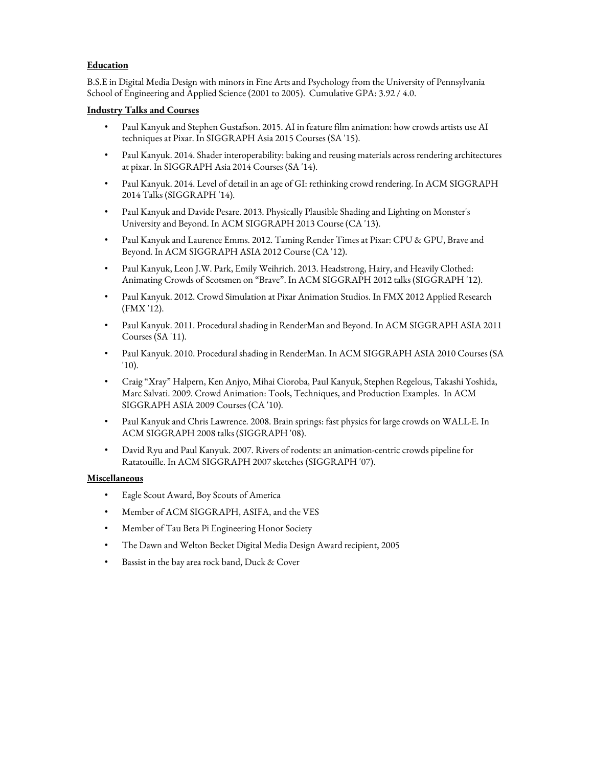**Education**

B.S.E in Digital Media Design with minors in Fine Arts and Psychology from the University of Pennsylvania School of Engineering and Applied Science (2001 to 2005). Cumulative GPA: 3.92 / 4.0.

**Industry Talks and Courses**

- Paul Kanyuk and Stephen Gustafson. 2015. AI in feature film animation: how crowds artists use AI techniques at Pixar. In SIGGRAPH Asia 2015 Courses (SA '15).
- Paul Kanyuk. 2014. Shader interoperability: baking and reusing materials across rendering architectures at pixar. In SIGGRAPH Asia 2014 Courses (SA '14).
- Paul Kanyuk. 2014. Level of detail in an age of GI: rethinking crowd rendering. In ACM SIGGRAPH 2014 Talks (SIGGRAPH '14).
- Paul Kanyuk and Davide Pesare. 2013. Physically Plausible Shading and Lighting on Monster's University and Beyond. In ACM SIGGRAPH 2013 Course (CA '13).
- Paul Kanyuk and Laurence Emms. 2012. Taming Render Times at Pixar: CPU & GPU, Brave and Beyond. In ACM SIGGRAPH ASIA 2012 Course (CA '12).
- Paul Kanyuk, Leon J.W. Park, Emily Weihrich. 2013. Headstrong, Hairy, and Heavily Clothed: Animating Crowds of Scotsmen on "Brave". In ACM SIGGRAPH 2012 talks (SIGGRAPH '12).
- Paul Kanyuk. 2012. Crowd Simulation at Pixar Animation Studios. In FMX 2012 Applied Research (FMX '12).
- Paul Kanyuk. 2011. Procedural shading in RenderMan and Beyond. In ACM SIGGRAPH ASIA 2011 Courses (SA '11).
- Paul Kanyuk. 2010. Procedural shading in RenderMan. In ACM SIGGRAPH ASIA 2010 Courses (SA '10).
- Craig "Xray" Halpern, Ken Anjyo, Mihai Cioroba, Paul Kanyuk, Stephen Regelous, Takashi Yoshida, Marc Salvati. 2009. Crowd Animation: Tools, Techniques, and Production Examples. In ACM SIGGRAPH ASIA 2009 Courses (CA '10).
- Paul Kanyuk and Chris Lawrence. 2008. Brain springs: fast physics for large crowds on WALL·E. In ACM SIGGRAPH 2008 talks (SIGGRAPH '08).
- David Ryu and Paul Kanyuk. 2007. Rivers of rodents: an animation-centric crowds pipeline for Ratatouille. In ACM SIGGRAPH 2007 sketches (SIGGRAPH '07).

**Miscellaneous**

- Eagle Scout Award, Boy Scouts of America
- Member of ACM SIGGRAPH, ASIFA, and the VES
- Member of Tau Beta Pi Engineering Honor Society
- The Dawn and Welton Becket Digital Media Design Award recipient, 2005
- Bassist in the bay area rock band, Duck & Cover